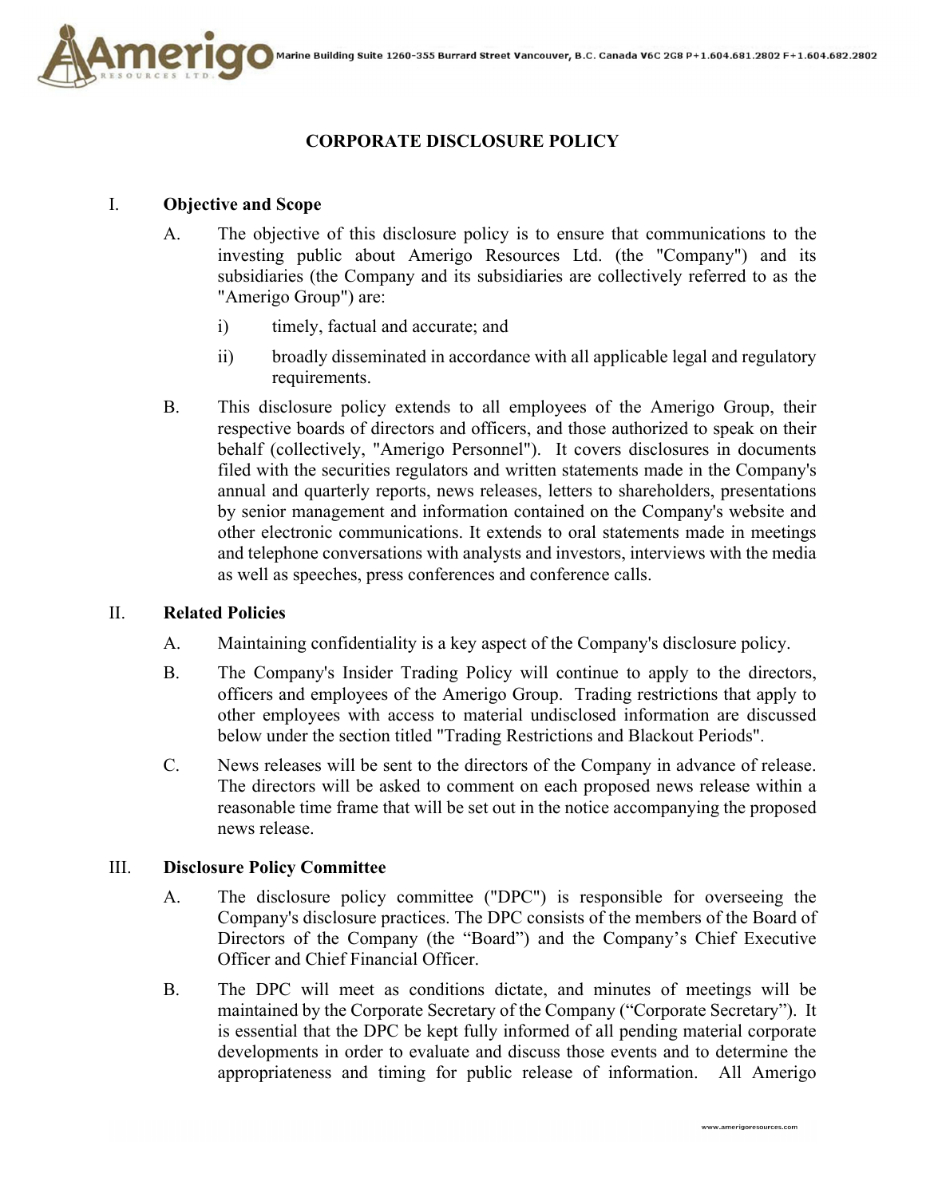# CORPORATE DISCLOSURE POLICY

## I. Objective and Scope

A. The objective of this disclosure policy is to ensure that communications to the investing public about Amerigo Resources Ltd. (the "Company") and its subsidiaries (the Company and its subsidiaries are collectively referred to as the "Amerigo Group") are:

i) timely, factual and accurate; and

ii) broadly disseminated in accordance with all applicable legal and regulatory requirements.

B. This disclosure policy extends to all employees of the Amerigo Group, their respective boards of directors and officers, and those authorized to speak on their behalf (collectively, "Amerigo Personnel"). It covers disclosures in documents filed with the securities regulators and written statements made in the Company's annual and quarterly reports, news releases, letters to shareholders, presentations by senior management and information contained on the Company's website and other electronic communications. It extends to oral statements made in meetings and telephone conversations with analysts and investors, interviews with the media as well as speeches, press conferences and conference calls.

## II. Related Policies

A. Maintaining confidentiality is a key aspect of the Company's disclosure policy.

B. The Company's Insider Trading Policy will continue to apply to the directors, officers and employees of the Amerigo Group. Trading restrictions that apply to other employees with access to material undisclosed information are discussed below under the section titled "Trading Restrictions and Blackout Periods".

C. News releases will be sent to the directors of the Company in advance of release. The directors will be asked to comment on each proposed news release within a reasonable time frame that will be set out in the notice accompanying the proposed news release.

## III. Disclosure Policy Committee

A. The disclosure policy committee ("DPC") is responsible for overseeing the Company's disclosure practices. The DPC consists of the members of the Board of Directors of the Company (the "Board") and the Company's Chief Executive Officer and Chief Financial Officer.

B. The DPC will meet as conditions dictate, and minutes of meetings will be maintained by the Corporate Secretary of the Company ("Corporate Secretary"). It is essential that the DPC be kept fully informed of all pending material corporate developments in order to evaluate and discuss those events and to determine the appropriateness and timing for public release of information. All Amerigo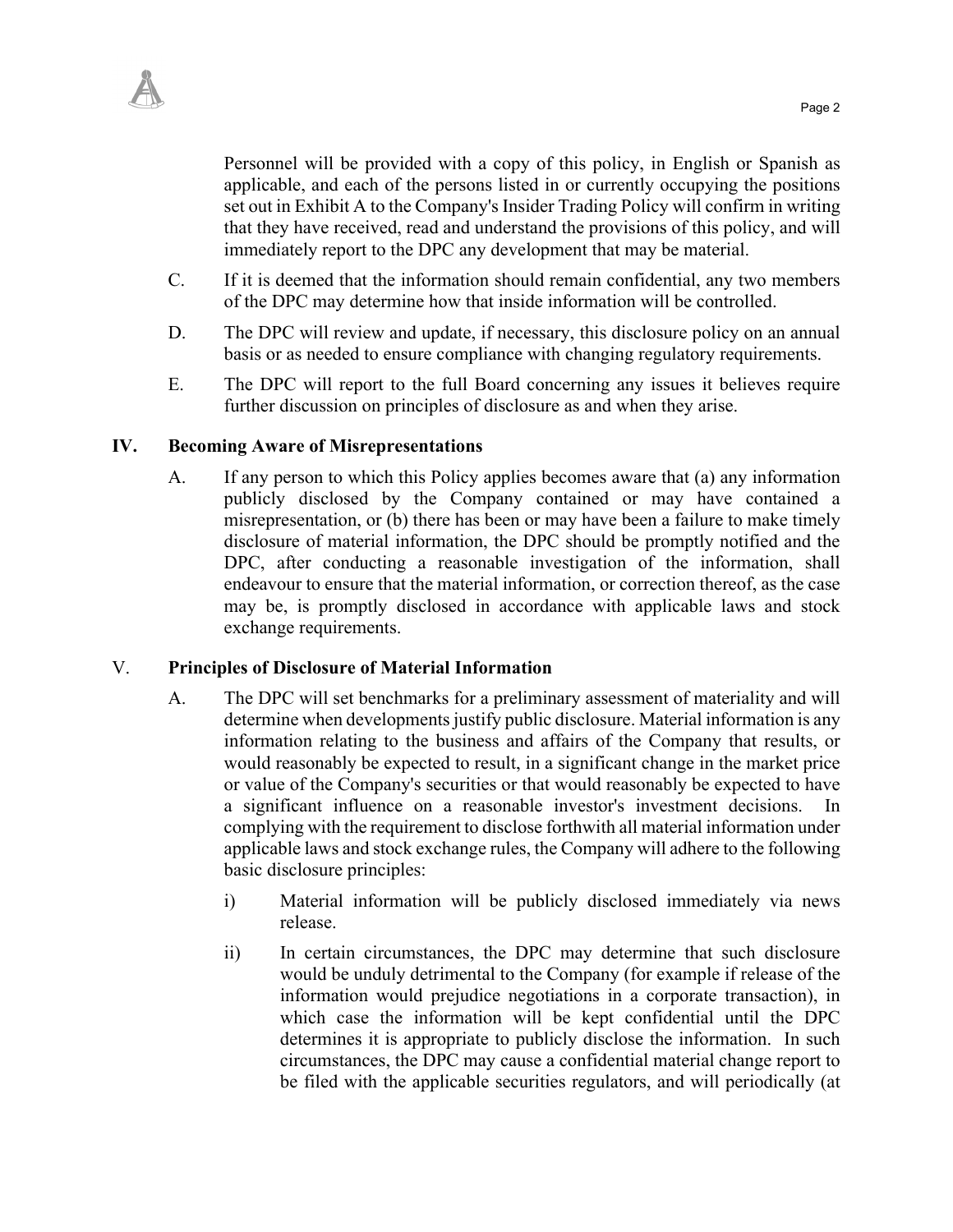Personnel will be provided with a copy of this policy, in English or Spanish as applicable, and each of the persons listed in or currently occupying the positions set out in Exhibit A to the Company's Insider Trading Policy will confirm in writing that they have received, read and understand the provisions of this policy, and will immediately report to the DPC any development that may be material.

C. If it is deemed that the information should remain confidential, any two members of the DPC may determine how that inside information will be controlled.

D. The DPC will review and update, if necessary, this disclosure policy on an annual basis or as needed to ensure compliance with changing regulatory requirements.

E. The DPC will report to the full Board concerning any issues it believes require further discussion on principles of disclosure as and when they arise.

## IV. Becoming Aware of Misrepresentations

A. If any person to which this Policy applies becomes aware that (a) any information publicly disclosed by the Company contained or may have contained a misrepresentation, or (b) there has been or may have been a failure to make timely disclosure of material information, the DPC should be promptly notified and the DPC, after conducting a reasonable investigation of the information, shall endeavour to ensure that the material information, or correction thereof, as the case may be, is promptly disclosed in accordance with applicable laws and stock exchange requirements.

## V. Principles of Disclosure of Material Information

A. The DPC will set benchmarks for a preliminary assessment of materiality and will determine when developments justify public disclosure. Material information is any information relating to the business and affairs of the Company that results, or would reasonably be expected to result, in a significant change in the market price or value of the Company's securities or that would reasonably be expected to have a significant influence on a reasonable investor's investment decisions. In complying with the requirement to disclose forthwith all material information under applicable laws and stock exchange rules, the Company will adhere to the following basic disclosure principles:

i) Material information will be publicly disclosed immediately via news release.

ii) In certain circumstances, the DPC may determine that such disclosure would be unduly detrimental to the Company (for example if release of the information would prejudice negotiations in a corporate transaction), in which case the information will be kept confidential until the DPC determines it is appropriate to publicly disclose the information. In such circumstances, the DPC may cause a confidential material change report to be filed with the applicable securities regulators, and will periodically (at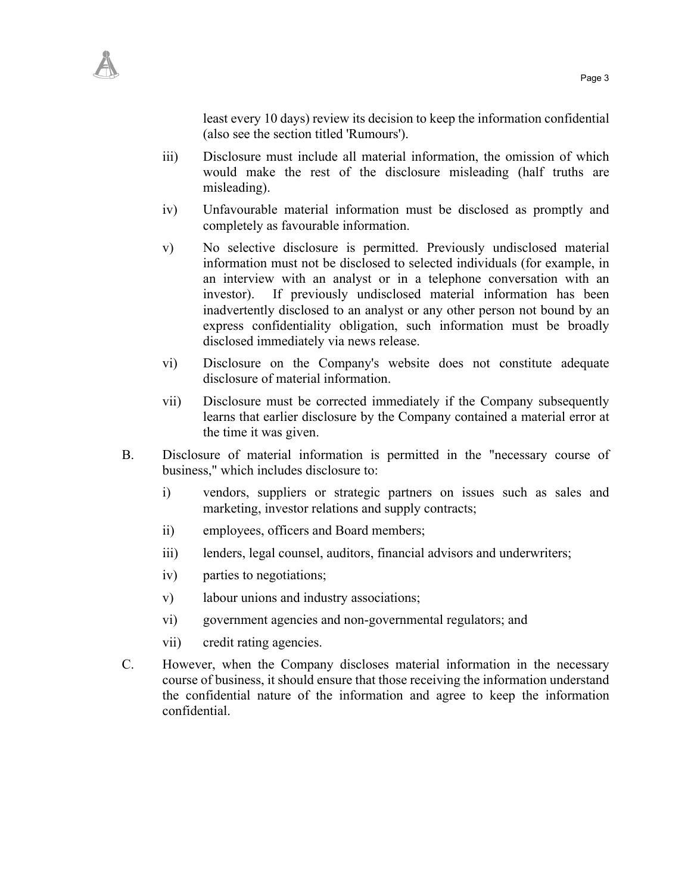least every 10 days) review its decision to keep the information confidential (also see the section titled 'Rumours').

iii) Disclosure must include all material information, the omission of which would make the rest of the disclosure misleading (half truths are misleading).

iv) Unfavourable material information must be disclosed as promptly and completely as favourable information.

v) No selective disclosure is permitted. Previously undisclosed material information must not be disclosed to selected individuals (for example, in an interview with an analyst or in a telephone conversation with an investor). If previously undisclosed material information has been inadvertently disclosed to an analyst or any other person not bound by an express confidentiality obligation, such information must be broadly disclosed immediately via news release.

vi) Disclosure on the Company's website does not constitute adequate disclosure of material information.

vii) Disclosure must be corrected immediately if the Company subsequently learns that earlier disclosure by the Company contained a material error at the time it was given.

B. Disclosure of material information is permitted in the "necessary course of business," which includes disclosure to:

i) vendors, suppliers or strategic partners on issues such as sales and marketing, investor relations and supply contracts;

ii) employees, officers and Board members;

iii) lenders, legal counsel, auditors, financial advisors and underwriters;

iv) parties to negotiations;

v) labour unions and industry associations;

vi) government agencies and non-governmental regulators; and

vii) credit rating agencies.

C. However, when the Company discloses material information in the necessary course of business, it should ensure that those receiving the information understand the confidential nature of the information and agree to keep the information confidential.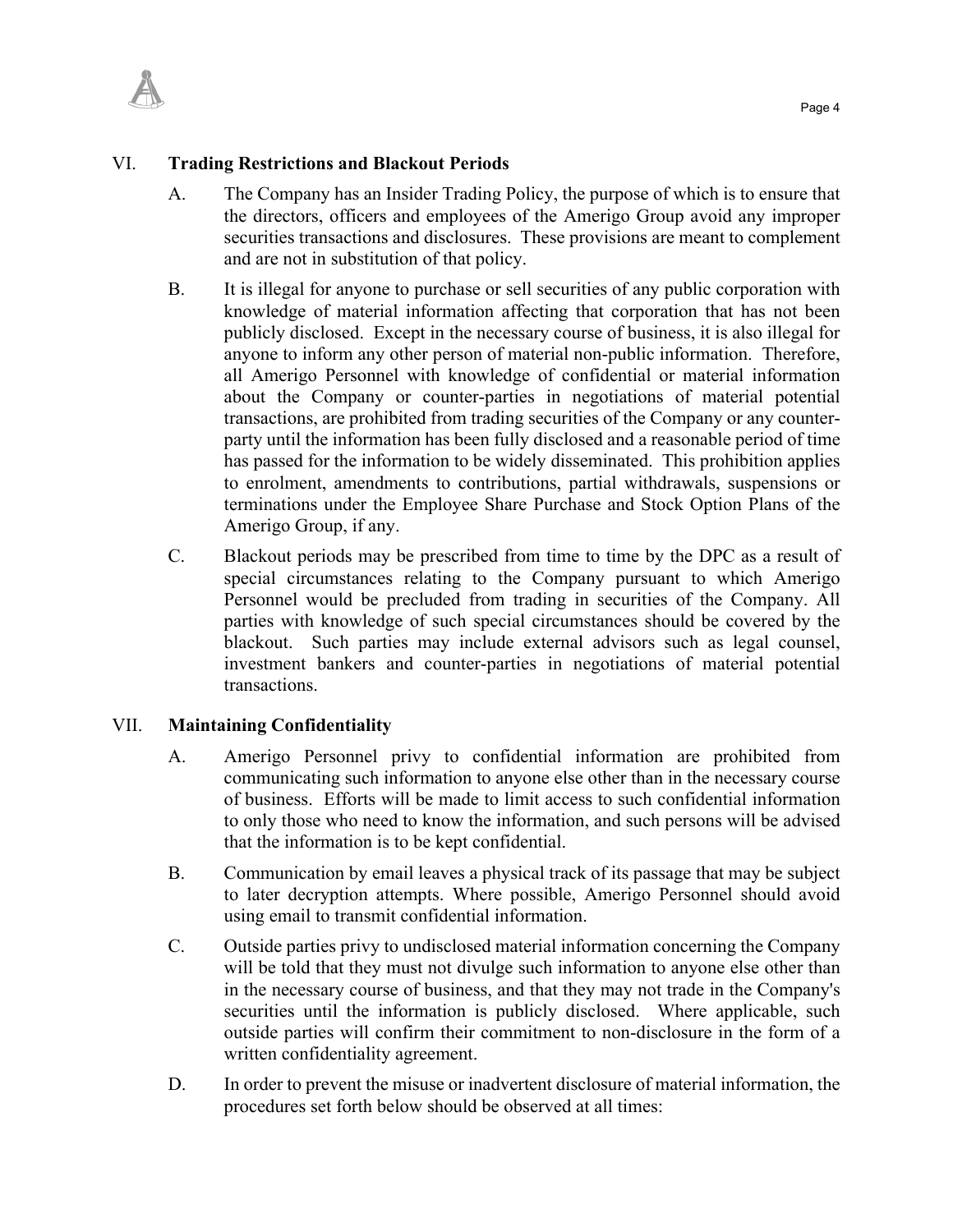## VI. Trading Restrictions and Blackout Periods

A. The Company has an Insider Trading Policy, the purpose of which is to ensure that the directors, officers and employees of the Amerigo Group avoid any improper securities transactions and disclosures. These provisions are meant to complement and are not in substitution of that policy.

B. It is illegal for anyone to purchase or sell securities of any public corporation with knowledge of material information affecting that corporation that has not been publicly disclosed. Except in the necessary course of business, it is also illegal for anyone to inform any other person of material non-public information. Therefore, all Amerigo Personnel with knowledge of confidential or material information about the Company or counter-parties in negotiations of material potential transactions, are prohibited from trading securities of the Company or any counter-party until the information has been fully disclosed and a reasonable period of time has passed for the information to be widely disseminated. This prohibition applies to enrolment, amendments to contributions, partial withdrawals, suspensions or terminations under the Employee Share Purchase and Stock Option Plans of the Amerigo Group, if any.

C. Blackout periods may be prescribed from time to time by the DPC as a result of special circumstances relating to the Company pursuant to which Amerigo Personnel would be precluded from trading in securities of the Company. All parties with knowledge of such special circumstances should be covered by the blackout. Such parties may include external advisors such as legal counsel, investment bankers and counter-parties in negotiations of material potential transactions.

## VII. Maintaining Confidentiality

A. Amerigo Personnel privy to confidential information are prohibited from communicating such information to anyone else other than in the necessary course of business. Efforts will be made to limit access to such confidential information to only those who need to know the information, and such persons will be advised that the information is to be kept confidential.

B. Communication by email leaves a physical track of its passage that may be subject to later decryption attempts. Where possible, Amerigo Personnel should avoid using email to transmit confidential information.

C. Outside parties privy to undisclosed material information concerning the Company will be told that they must not divulge such information to anyone else other than in the necessary course of business, and that they may not trade in the Company's securities until the information is publicly disclosed. Where applicable, such outside parties will confirm their commitment to non-disclosure in the form of a written confidentiality agreement.

D. In order to prevent the misuse or inadvertent disclosure of material information, the procedures set forth below should be observed at all times: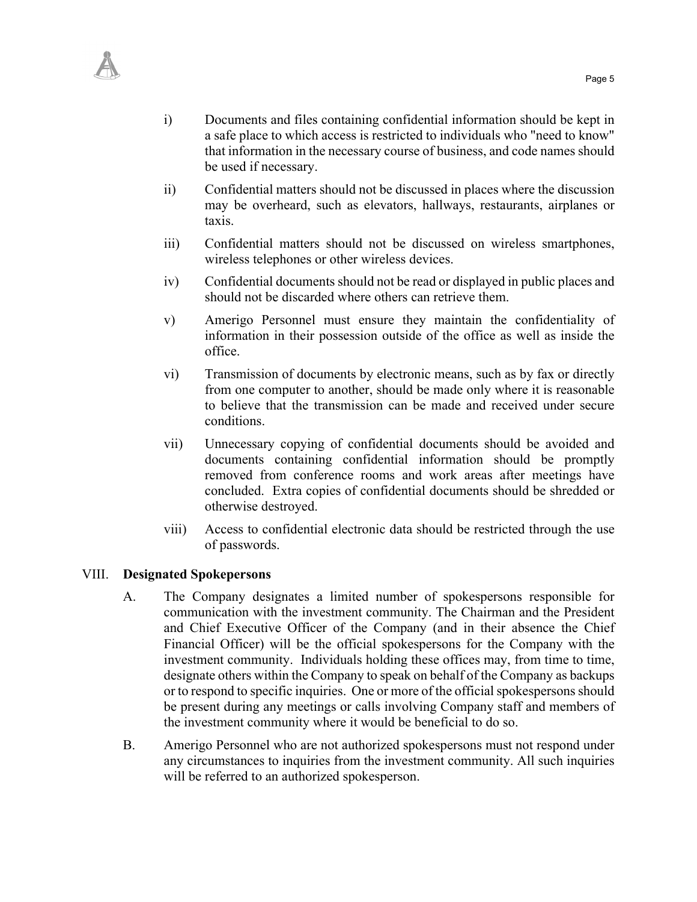i) Documents and files containing confidential information should be kept in a safe place to which access is restricted to individuals who "need to know" that information in the necessary course of business, and code names should be used if necessary.

ii) Confidential matters should not be discussed in places where the discussion may be overheard, such as elevators, hallways, restaurants, airplanes or taxis.

iii) Confidential matters should not be discussed on wireless smartphones, wireless telephones or other wireless devices.

iv) Confidential documents should not be read or displayed in public places and should not be discarded where others can retrieve them.

v) Amerigo Personnel must ensure they maintain the confidentiality of information in their possession outside of the office as well as inside the office.

vi) Transmission of documents by electronic means, such as by fax or directly from one computer to another, should be made only where it is reasonable to believe that the transmission can be made and received under secure conditions.

vii) Unnecessary copying of confidential documents should be avoided and documents containing confidential information should be promptly removed from conference rooms and work areas after meetings have concluded. Extra copies of confidential documents should be shredded or otherwise destroyed.

viii) Access to confidential electronic data should be restricted through the use of passwords.

## VIII. Designated Spokepersons

A. The Company designates a limited number of spokespersons responsible for communication with the investment community. The Chairman and the President and Chief Executive Officer of the Company (and in their absence the Chief Financial Officer) will be the official spokespersons for the Company with the investment community. Individuals holding these offices may, from time to time, designate others within the Company to speak on behalf of the Company as backups or to respond to specific inquiries. One or more of the official spokespersons should be present during any meetings or calls involving Company staff and members of the investment community where it would be beneficial to do so.

B. Amerigo Personnel who are not authorized spokespersons must not respond under any circumstances to inquiries from the investment community. All such inquiries will be referred to an authorized spokesperson.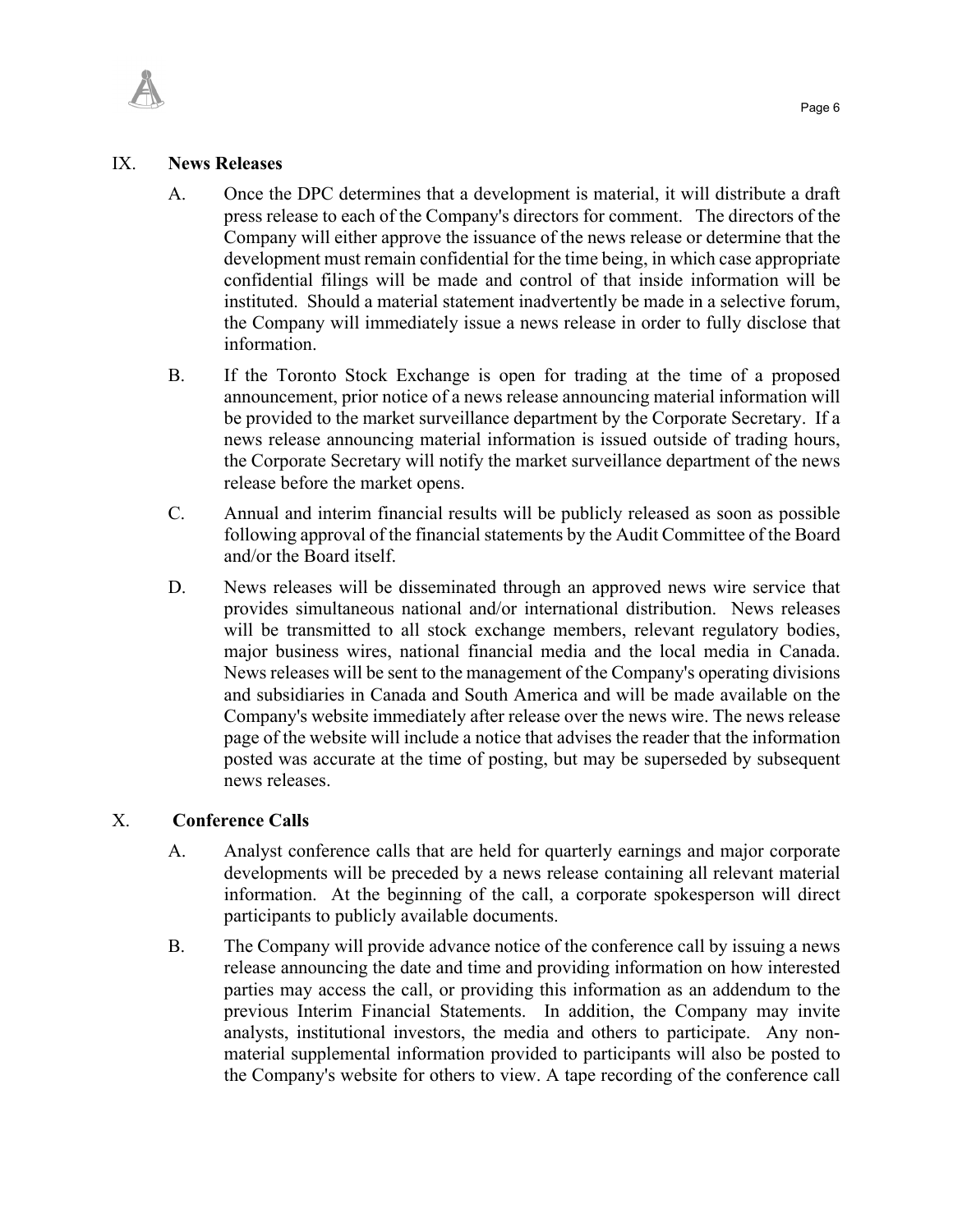## IX. News Releases

A. Once the DPC determines that a development is material, it will distribute a draft press release to each of the Company's directors for comment. The directors of the Company will either approve the issuance of the news release or determine that the development must remain confidential for the time being, in which case appropriate confidential filings will be made and control of that inside information will be instituted. Should a material statement inadvertently be made in a selective forum, the Company will immediately issue a news release in order to fully disclose that information.

B. If the Toronto Stock Exchange is open for trading at the time of a proposed announcement, prior notice of a news release announcing material information will be provided to the market surveillance department by the Corporate Secretary. If a news release announcing material information is issued outside of trading hours, the Corporate Secretary will notify the market surveillance department of the news release before the market opens.

C. Annual and interim financial results will be publicly released as soon as possible following approval of the financial statements by the Audit Committee of the Board and/or the Board itself.

D. News releases will be disseminated through an approved news wire service that provides simultaneous national and/or international distribution. News releases will be transmitted to all stock exchange members, relevant regulatory bodies, major business wires, national financial media and the local media in Canada. News releases will be sent to the management of the Company's operating divisions and subsidiaries in Canada and South America and will be made available on the Company's website immediately after release over the news wire. The news release page of the website will include a notice that advises the reader that the information posted was accurate at the time of posting, but may be superseded by subsequent news releases.

## X. Conference Calls

A. Analyst conference calls that are held for quarterly earnings and major corporate developments will be preceded by a news release containing all relevant material information. At the beginning of the call, a corporate spokesperson will direct participants to publicly available documents.

B. The Company will provide advance notice of the conference call by issuing a news release announcing the date and time and providing information on how interested parties may access the call, or providing this information as an addendum to the previous Interim Financial Statements. In addition, the Company may invite analysts, institutional investors, the media and others to participate. Any non-material supplemental information provided to participants will also be posted to the Company's website for others to view. A tape recording of the conference call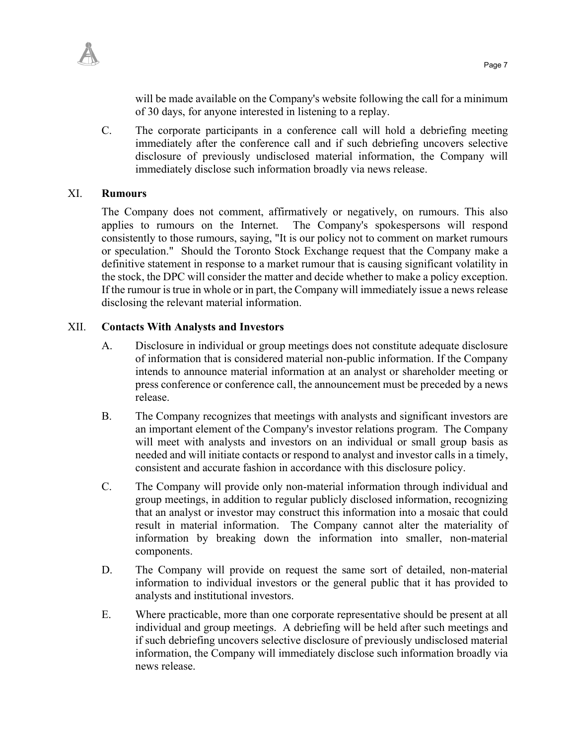will be made available on the Company's website following the call for a minimum of 30 days, for anyone interested in listening to a replay.

C. The corporate participants in a conference call will hold a debriefing meeting immediately after the conference call and if such debriefing uncovers selective disclosure of previously undisclosed material information, the Company will immediately disclose such information broadly via news release.

## XI. Rumours

The Company does not comment, affirmatively or negatively, on rumours. This also applies to rumours on the Internet. The Company's spokespersons will respond consistently to those rumours, saying, "It is our policy not to comment on market rumours or speculation." Should the Toronto Stock Exchange request that the Company make a definitive statement in response to a market rumour that is causing significant volatility in the stock, the DPC will consider the matter and decide whether to make a policy exception. If the rumour is true in whole or in part, the Company will immediately issue a news release disclosing the relevant material information.

## XII. Contacts With Analysts and Investors

A. Disclosure in individual or group meetings does not constitute adequate disclosure of information that is considered material non-public information. If the Company intends to announce material information at an analyst or shareholder meeting or press conference or conference call, the announcement must be preceded by a news release.

B. The Company recognizes that meetings with analysts and significant investors are an important element of the Company's investor relations program. The Company will meet with analysts and investors on an individual or small group basis as needed and will initiate contacts or respond to analyst and investor calls in a timely, consistent and accurate fashion in accordance with this disclosure policy.

C. The Company will provide only non-material information through individual and group meetings, in addition to regular publicly disclosed information, recognizing that an analyst or investor may construct this information into a mosaic that could result in material information. The Company cannot alter the materiality of information by breaking down the information into smaller, non-material components.

D. The Company will provide on request the same sort of detailed, non-material information to individual investors or the general public that it has provided to analysts and institutional investors.

E. Where practicable, more than one corporate representative should be present at all individual and group meetings. A debriefing will be held after such meetings and if such debriefing uncovers selective disclosure of previously undisclosed material information, the Company will immediately disclose such information broadly via news release.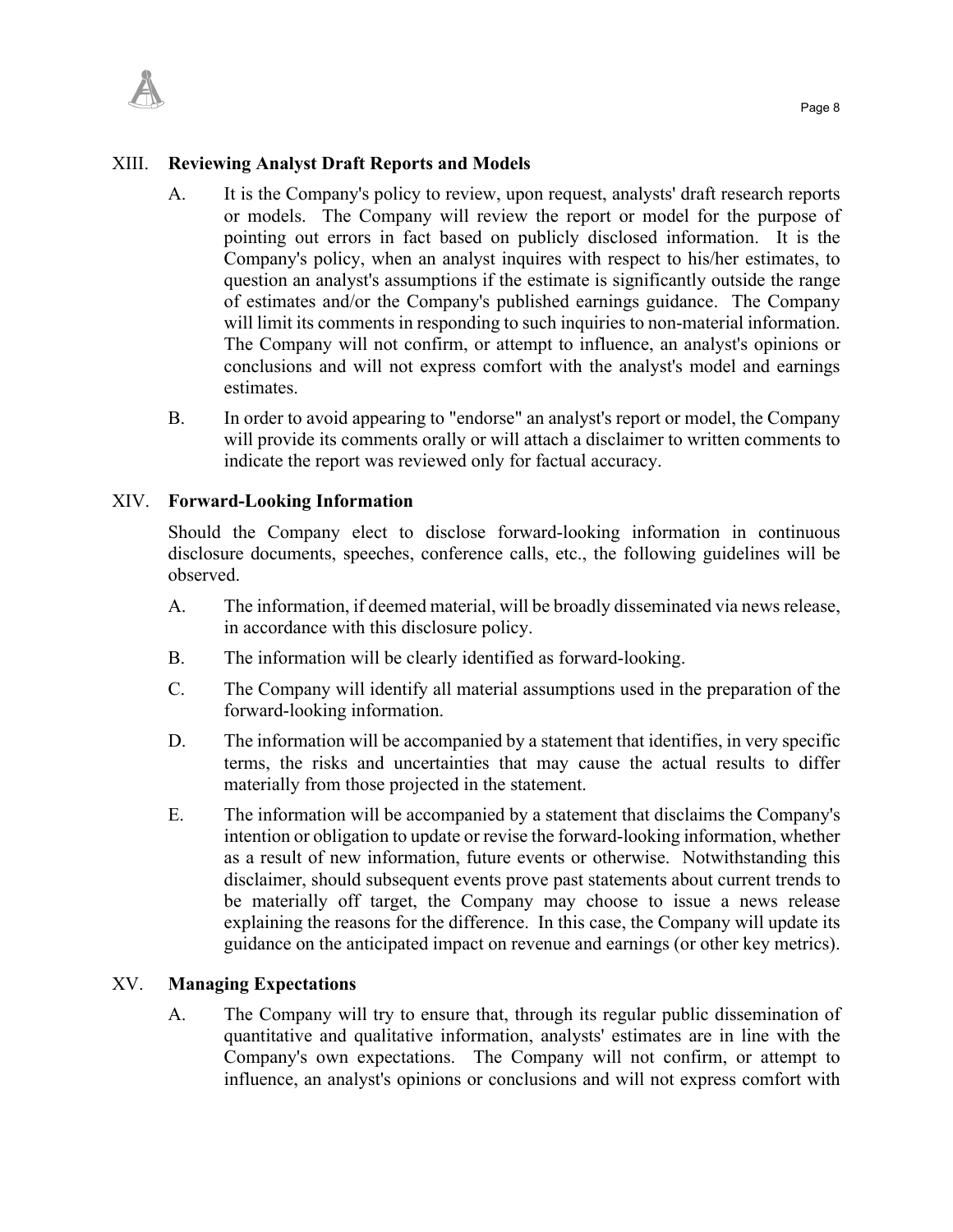## XIII. Reviewing Analyst Draft Reports and Models

A. It is the Company's policy to review, upon request, analysts' draft research reports or models. The Company will review the report or model for the purpose of pointing out errors in fact based on publicly disclosed information. It is the Company's policy, when an analyst inquires with respect to his/her estimates, to question an analyst's assumptions if the estimate is significantly outside the range of estimates and/or the Company's published earnings guidance. The Company will limit its comments in responding to such inquiries to non-material information. The Company will not confirm, or attempt to influence, an analyst's opinions or conclusions and will not express comfort with the analyst's model and earnings estimates.

B. In order to avoid appearing to "endorse" an analyst's report or model, the Company will provide its comments orally or will attach a disclaimer to written comments to indicate the report was reviewed only for factual accuracy.

## XIV. Forward-Looking Information

Should the Company elect to disclose forward-looking information in continuous disclosure documents, speeches, conference calls, etc., the following guidelines will be observed.

A. The information, if deemed material, will be broadly disseminated via news release, in accordance with this disclosure policy.

B. The information will be clearly identified as forward-looking.

C. The Company will identify all material assumptions used in the preparation of the forward-looking information.

D. The information will be accompanied by a statement that identifies, in very specific terms, the risks and uncertainties that may cause the actual results to differ materially from those projected in the statement.

E. The information will be accompanied by a statement that disclaims the Company's intention or obligation to update or revise the forward-looking information, whether as a result of new information, future events or otherwise. Notwithstanding this disclaimer, should subsequent events prove past statements about current trends to be materially off target, the Company may choose to issue a news release explaining the reasons for the difference. In this case, the Company will update its guidance on the anticipated impact on revenue and earnings (or other key metrics).

## XV. Managing Expectations

A. The Company will try to ensure that, through its regular public dissemination of quantitative and qualitative information, analysts' estimates are in line with the Company's own expectations. The Company will not confirm, or attempt to influence, an analyst's opinions or conclusions and will not express comfort with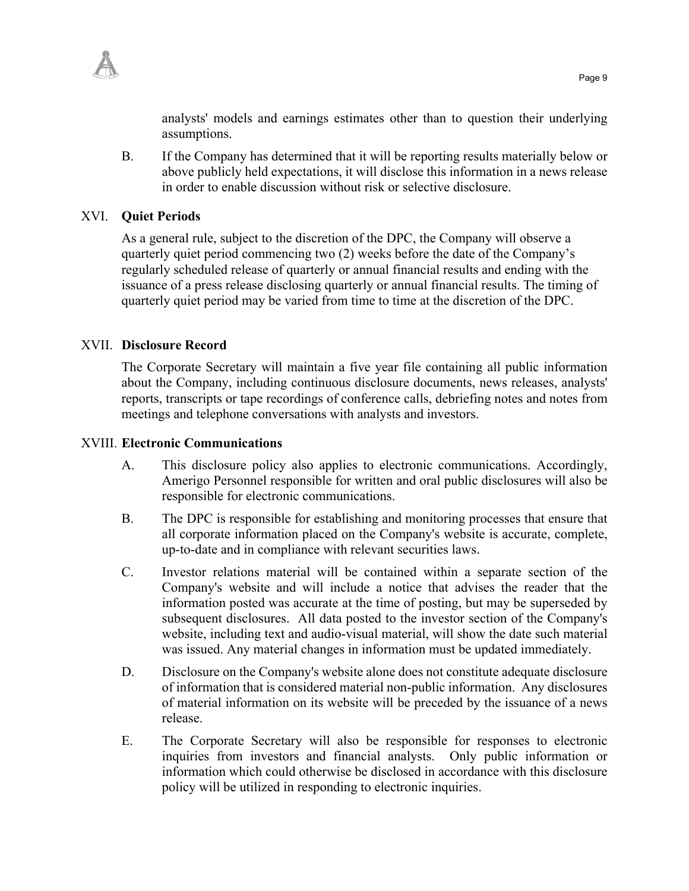analysts' models and earnings estimates other than to question their underlying assumptions.

B. If the Company has determined that it will be reporting results materially below or above publicly held expectations, it will disclose this information in a news release in order to enable discussion without risk or selective disclosure.

## XVI. Quiet Periods

As a general rule, subject to the discretion of the DPC, the Company will observe a quarterly quiet period commencing two (2) weeks before the date of the Company's regularly scheduled release of quarterly or annual financial results and ending with the issuance of a press release disclosing quarterly or annual financial results. The timing of quarterly quiet period may be varied from time to time at the discretion of the DPC.

## XVII. Disclosure Record

The Corporate Secretary will maintain a five year file containing all public information about the Company, including continuous disclosure documents, news releases, analysts' reports, transcripts or tape recordings of conference calls, debriefing notes and notes from meetings and telephone conversations with analysts and investors.

## XVIII. Electronic Communications

A. This disclosure policy also applies to electronic communications. Accordingly, Amerigo Personnel responsible for written and oral public disclosures will also be responsible for electronic communications.

B. The DPC is responsible for establishing and monitoring processes that ensure that all corporate information placed on the Company's website is accurate, complete, up-to-date and in compliance with relevant securities laws.

C. Investor relations material will be contained within a separate section of the Company's website and will include a notice that advises the reader that the information posted was accurate at the time of posting, but may be superseded by subsequent disclosures. All data posted to the investor section of the Company's website, including text and audio-visual material, will show the date such material was issued. Any material changes in information must be updated immediately.

D. Disclosure on the Company's website alone does not constitute adequate disclosure of information that is considered material non-public information. Any disclosures of material information on its website will be preceded by the issuance of a news release.

E. The Corporate Secretary will also be responsible for responses to electronic inquiries from investors and financial analysts. Only public information or information which could otherwise be disclosed in accordance with this disclosure policy will be utilized in responding to electronic inquiries.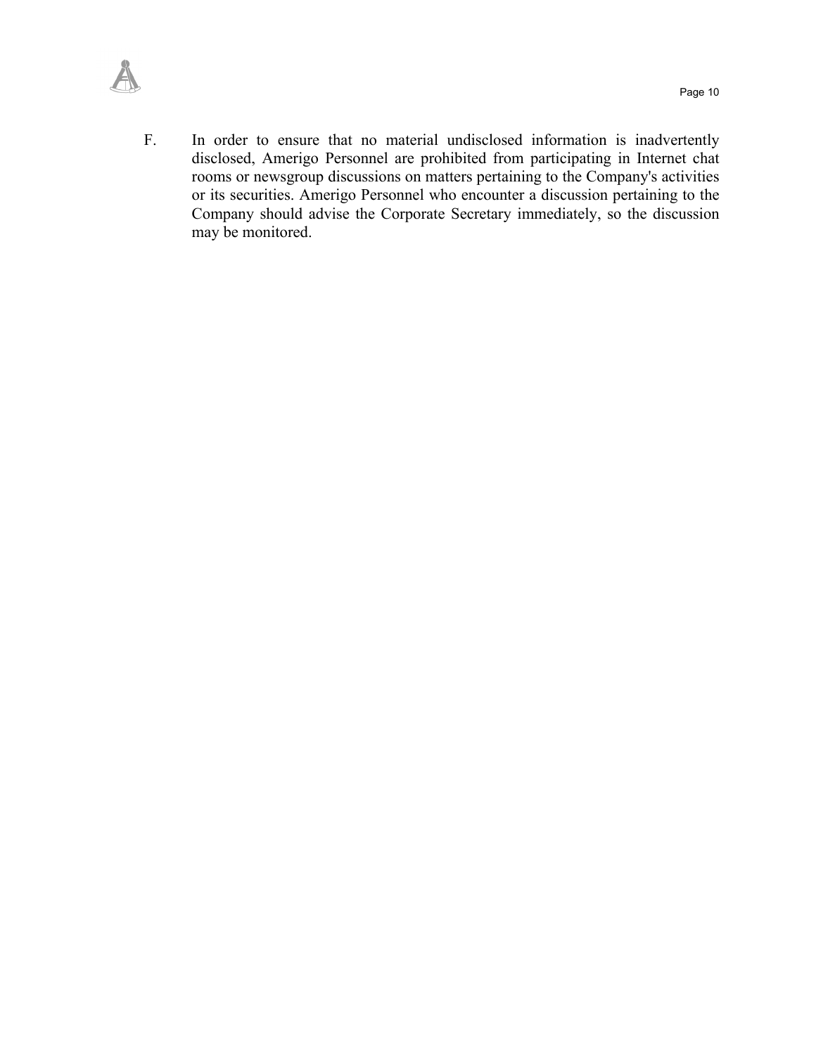F. In order to ensure that no material undisclosed information is inadvertently disclosed, Amerigo Personnel are prohibited from participating in Internet chat rooms or newsgroup discussions on matters pertaining to the Company's activities or its securities. Amerigo Personnel who encounter a discussion pertaining to the Company should advise the Corporate Secretary immediately, so the discussion may be monitored.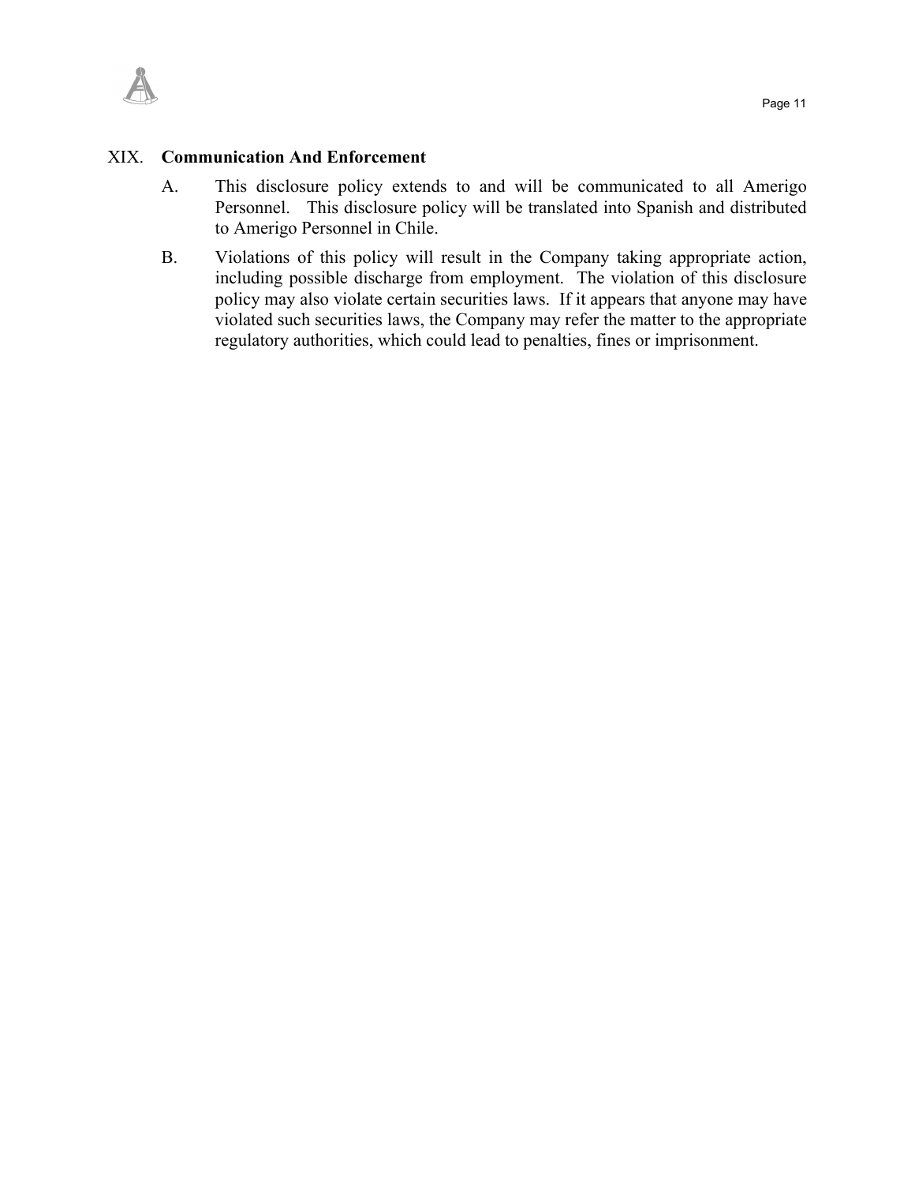## XIX. Communication And Enforcement

A. This disclosure policy extends to and will be communicated to all Amerigo Personnel. This disclosure policy will be translated into Spanish and distributed to Amerigo Personnel in Chile.

B. Violations of this policy will result in the Company taking appropriate action, including possible discharge from employment. The violation of this disclosure policy may also violate certain securities laws. If it appears that anyone may have violated such securities laws, the Company may refer the matter to the appropriate regulatory authorities, which could lead to penalties, fines or imprisonment.